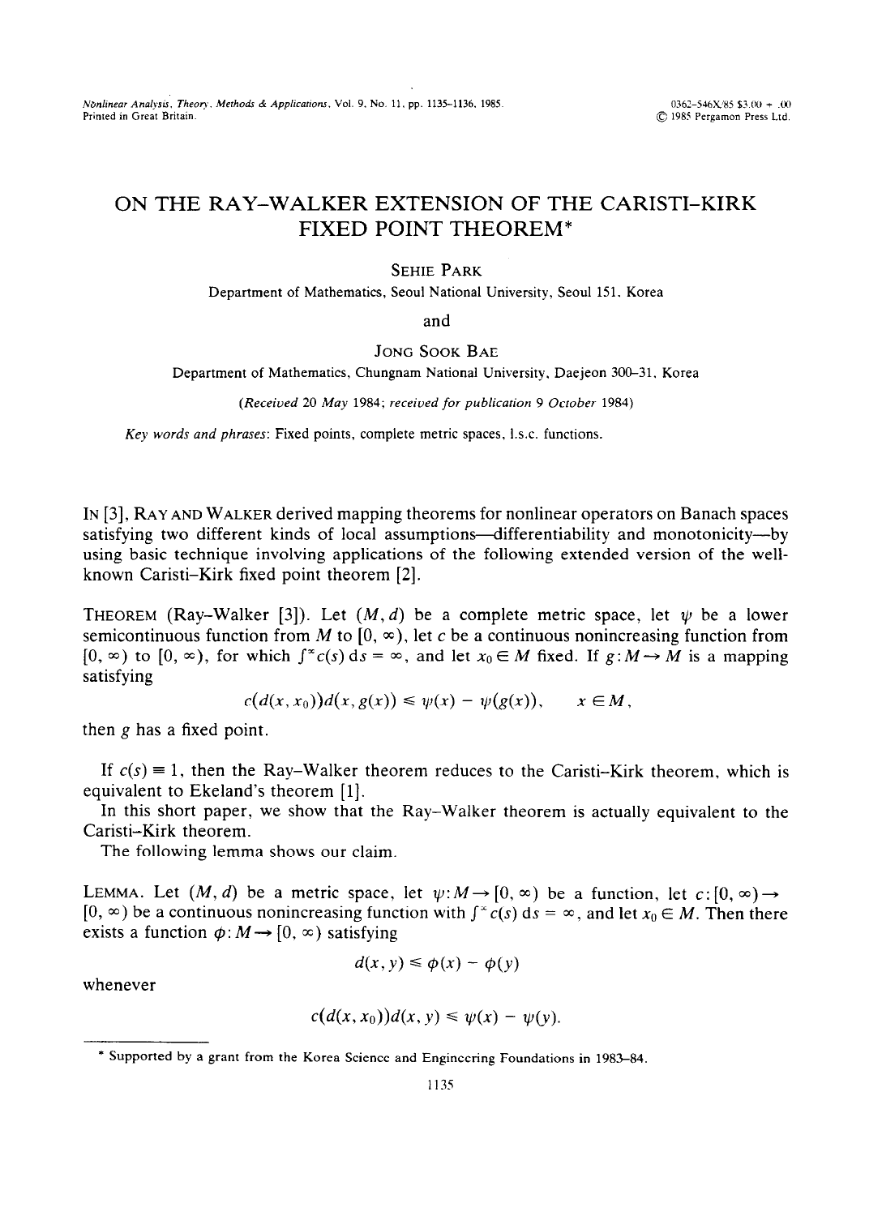# ON THE RAY–WALKER EXTENSION OF THE CARISTI–KIRK FIXED POINT THEOREM*

SEHIE PARK

Department of Mathematics, Seoul National University, Seoul 151, Korea

and

JONG SOOK BAE

Department of Mathematics, Chungnam National University, Daejeon 300–31, Korea

*(Received 20 May 1984; received for publication 9 October 1984)*

*Key words and phrases*: Fixed points, complete metric spaces, l.s.c. functions.

IN [3], RAY AND WALKER derived mapping theorems for nonlinear operators on Banach spaces satisfying two different kinds of local assumptions—differentiability and monotonicity—by using basic technique involving applications of the following extended version of the well-known Caristi–Kirk fixed point theorem [2].

THEOREM (Ray–Walker [3]). Let $(M, d)$ be a complete metric space, let $\psi$ be a lower semicontinuous function from $M$ to $[0, \infty)$, let $c$ be a continuous nonincreasing function from $[0, \infty)$ to $[0, \infty)$, for which $\int^{\infty} c(s)\,\mathrm{d}s = \infty$, and let $x_0 \in M$ fixed. If $g: M \to M$ is a mapping satisfying

$$c(d(x, x_0))d(x, g(x)) \leqslant \psi(x) - \psi(g(x)), \qquad x \in M,$$

then $g$ has a fixed point.

If $c(s) \equiv 1$, then the Ray–Walker theorem reduces to the Caristi–Kirk theorem, which is equivalent to Ekeland's theorem [1].

In this short paper, we show that the Ray–Walker theorem is actually equivalent to the Caristi–Kirk theorem.

The following lemma shows our claim.

LEMMA. Let $(M, d)$ be a metric space, let $\psi: M \to [0, \infty)$ be a function, let $c: [0, \infty) \to [0, \infty)$ be a continuous nonincreasing function with $\int^{\infty} c(s)\,\mathrm{d}s = \infty$, and let $x_0 \in M$. Then there exists a function $\phi: M \to [0, \infty)$ satisfying

$$d(x, y) \leqslant \phi(x) - \phi(y)$$

whenever

$$c(d(x, x_0))d(x, y) \leqslant \psi(x) - \psi(y).$$

---

* Supported by a grant from the Korea Science and Engineering Foundations in 1983–84.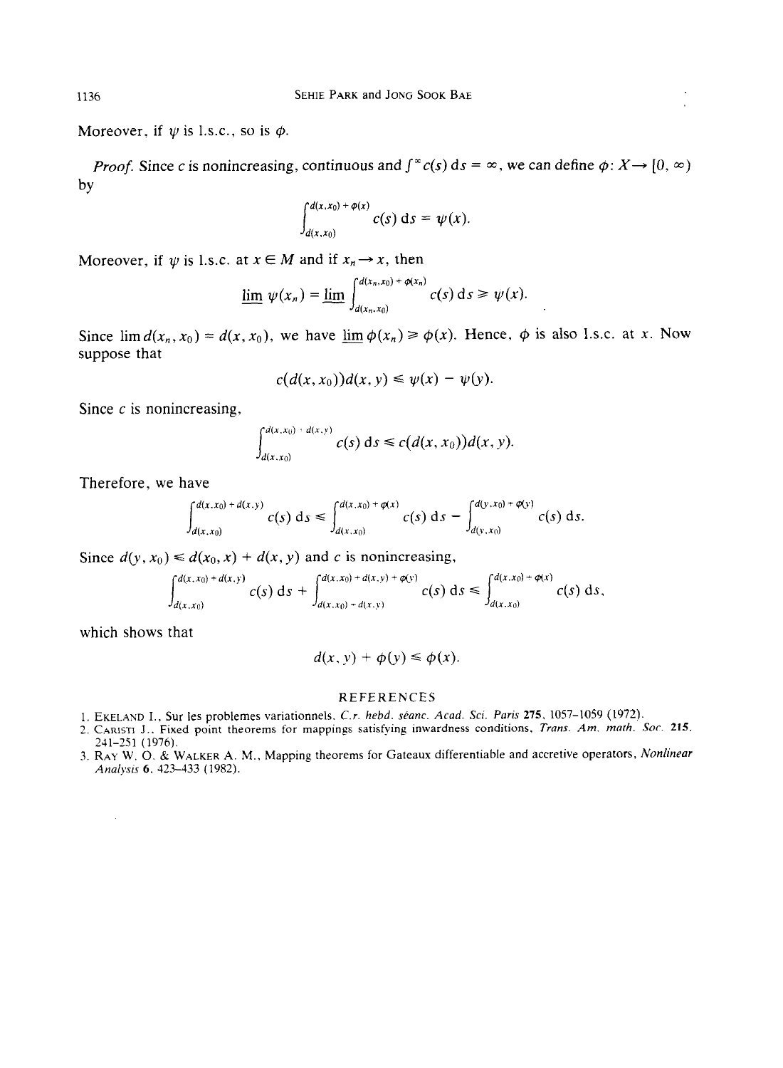Moreover, if $\psi$ is l.s.c., so is $\phi$.

*Proof.* Since $c$ is nonincreasing, continuous and $\int^{\infty} c(s)\,\mathrm{d}s = \infty$, we can define $\phi\colon X \to [0, \infty)$ by

$$\int_{d(x,x_0)}^{d(x,x_0)+\phi(x)} c(s)\,\mathrm{d}s = \psi(x).$$

Moreover, if $\psi$ is l.s.c. at $x \in M$ and if $x_n \to x$, then

$$\varliminf \psi(x_n) = \varliminf \int_{d(x_n,x_0)}^{d(x_n,x_0)+\phi(x_n)} c(s)\,\mathrm{d}s \geq \psi(x).$$

Since $\lim d(x_n, x_0) = d(x, x_0)$, we have $\varliminf \phi(x_n) \geq \phi(x)$. Hence, $\phi$ is also l.s.c. at $x$. Now suppose that

$$c(d(x, x_0))d(x, y) \leq \psi(x) - \psi(y).$$

Since $c$ is nonincreasing,

$$\int_{d(x,x_0)}^{d(x,x_0)+d(x,y)} c(s)\,\mathrm{d}s \leq c(d(x, x_0))d(x, y).$$

Therefore, we have

$$\int_{d(x,x_0)}^{d(x,x_0)+d(x,y)} c(s)\,\mathrm{d}s \leq \int_{d(x,x_0)}^{d(x,x_0)+\phi(x)} c(s)\,\mathrm{d}s - \int_{d(y,x_0)}^{d(y,x_0)+\phi(y)} c(s)\,\mathrm{d}s.$$

Since $d(y, x_0) \leq d(x_0, x) + d(x, y)$ and $c$ is nonincreasing,

$$\int_{d(x,x_0)}^{d(x,x_0)+d(x,y)} c(s)\,\mathrm{d}s + \int_{d(x,x_0)+d(x,y)}^{d(x,x_0)+d(x,y)+\phi(y)} c(s)\,\mathrm{d}s \leq \int_{d(x,x_0)}^{d(x,x_0)+\phi(x)} c(s)\,\mathrm{d}s,$$

which shows that

$$d(x, y) + \phi(y) \leq \phi(x).$$

## REFERENCES

1. Ekeland I., Sur les problemes variationnels. *C.r. hebd. séanc. Acad. Sci. Paris* **275**, 1057–1059 (1972).
2. Caristi J., Fixed point theorems for mappings satisfying inwardness conditions, *Trans. Am. math. Soc.* **215**, 241–251 (1976).
3. Ray W. O. & Walker A. M., Mapping theorems for Gateaux differentiable and accretive operators, *Nonlinear Analysis* **6**, 423–433 (1982).